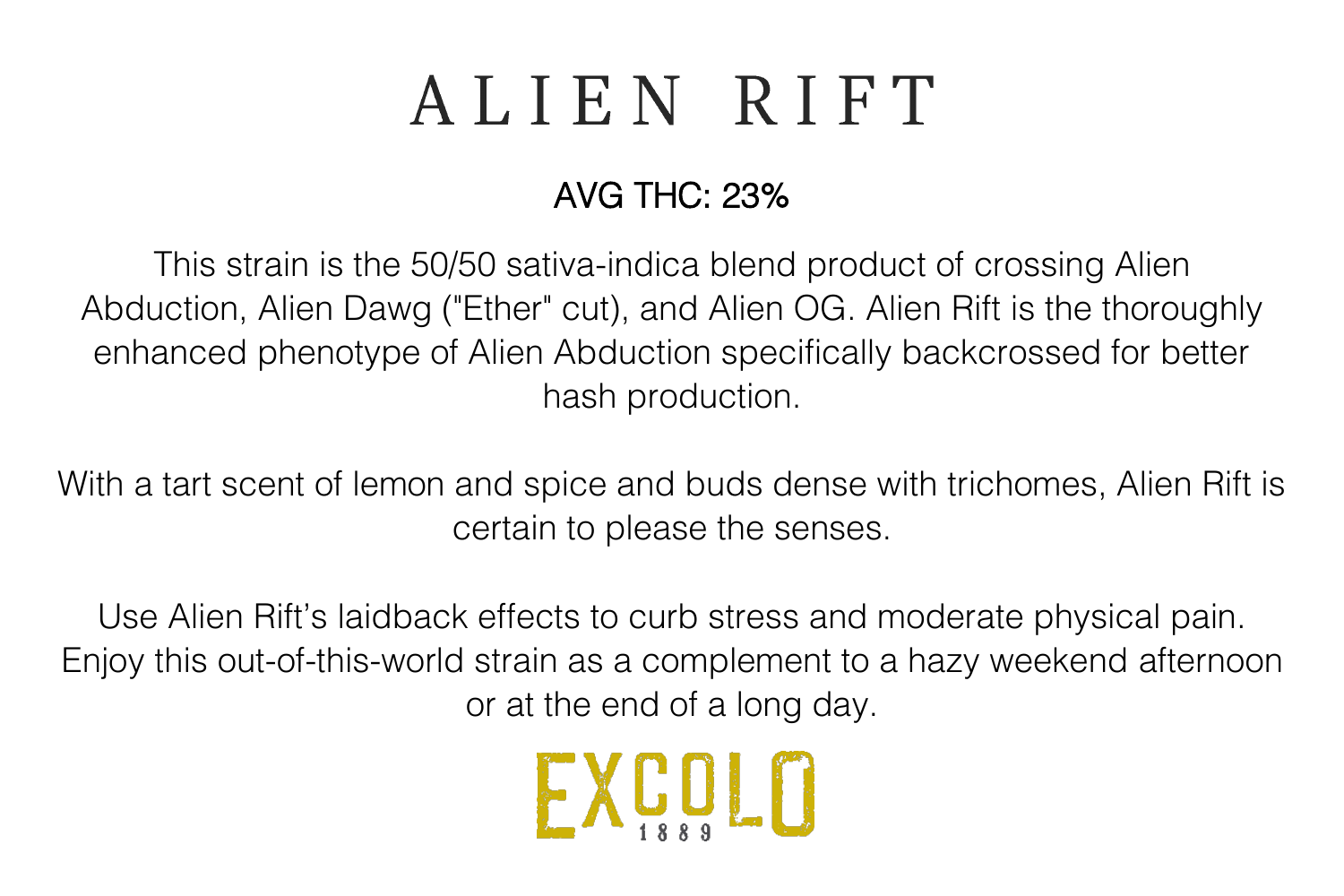# ALIEN RIFT

AVG THC: 23%

This strain is the 50/50 sativa-indica blend product of crossing Alien Abduction, Alien Dawg ("Ether" cut), and Alien OG. Alien Rift is the thoroughly enhanced phenotype of Alien Abduction specifically backcrossed for better hash production.

With a tart scent of lemon and spice and buds dense with trichomes, Alien Rift is certain to please the senses.

Use Alien Rift's laidback effects to curb stress and moderate physical pain. Enjoy this out-of-this-world strain as a complement to a hazy weekend afternoon or at the end of a long day.

EXCOLO 1889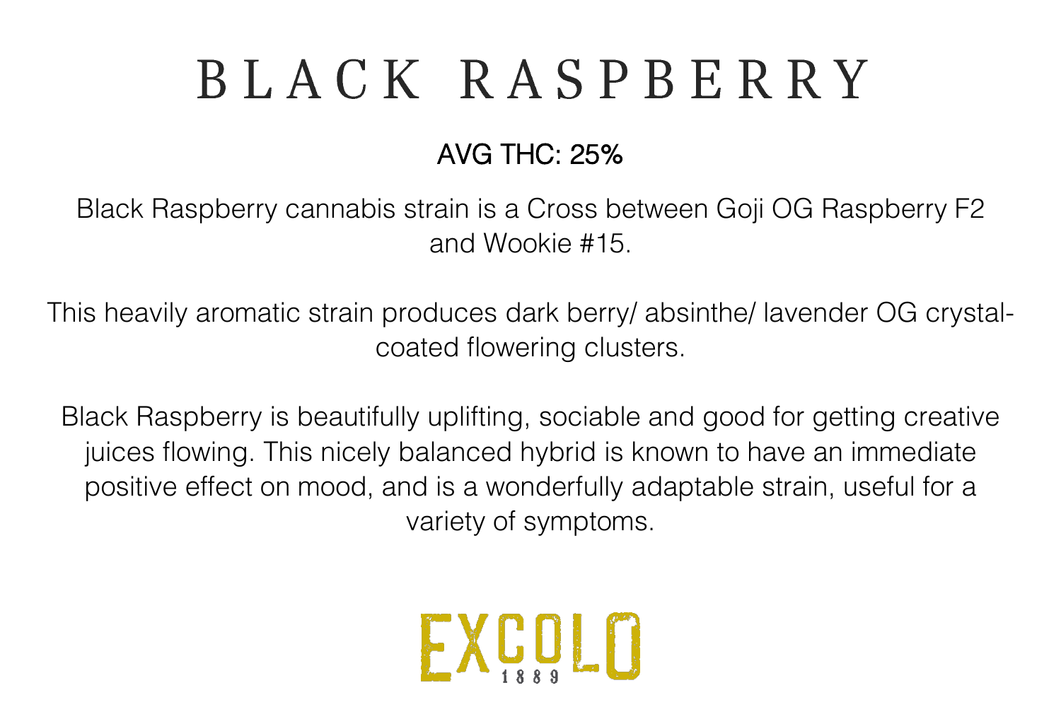# BLACK RASPBERRY

AVG THC: 25%

Black Raspberry cannabis strain is a Cross between Goji OG Raspberry F2 and Wookie #15.

This heavily aromatic strain produces dark berry/ absinthe/ lavender OG crystal-coated flowering clusters.

Black Raspberry is beautifully uplifting, sociable and good for getting creative juices flowing. This nicely balanced hybrid is known to have an immediate positive effect on mood, and is a wonderfully adaptable strain, useful for a variety of symptoms.

EXCOLO
1889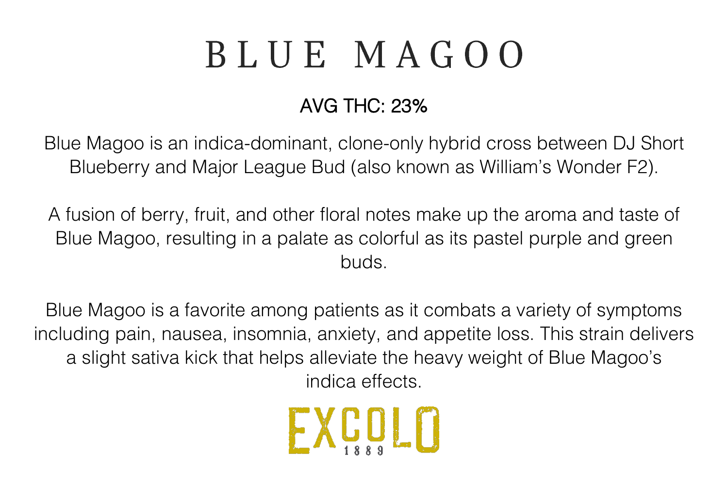# BLUE MAGOO

AVG THC: 23%

Blue Magoo is an indica-dominant, clone-only hybrid cross between DJ Short Blueberry and Major League Bud (also known as William's Wonder F2).

A fusion of berry, fruit, and other floral notes make up the aroma and taste of Blue Magoo, resulting in a palate as colorful as its pastel purple and green buds.

Blue Magoo is a favorite among patients as it combats a variety of symptoms including pain, nausea, insomnia, anxiety, and appetite loss. This strain delivers a slight sativa kick that helps alleviate the heavy weight of Blue Magoo's indica effects.

EXCOLO 1889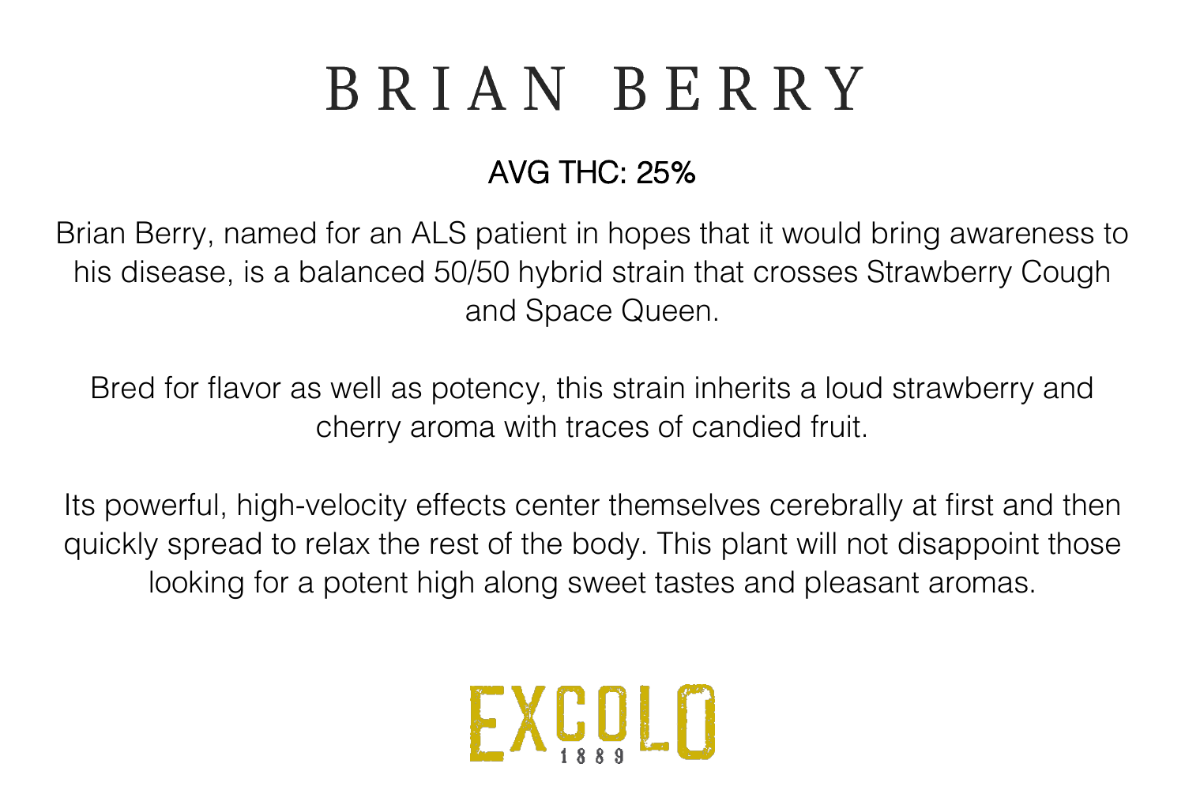# BRIAN BERRY

AVG THC: 25%

Brian Berry, named for an ALS patient in hopes that it would bring awareness to his disease, is a balanced 50/50 hybrid strain that crosses Strawberry Cough and Space Queen.

Bred for flavor as well as potency, this strain inherits a loud strawberry and cherry aroma with traces of candied fruit.

Its powerful, high-velocity effects center themselves cerebrally at first and then quickly spread to relax the rest of the body. This plant will not disappoint those looking for a potent high along sweet tastes and pleasant aromas.

EXCOLO 1889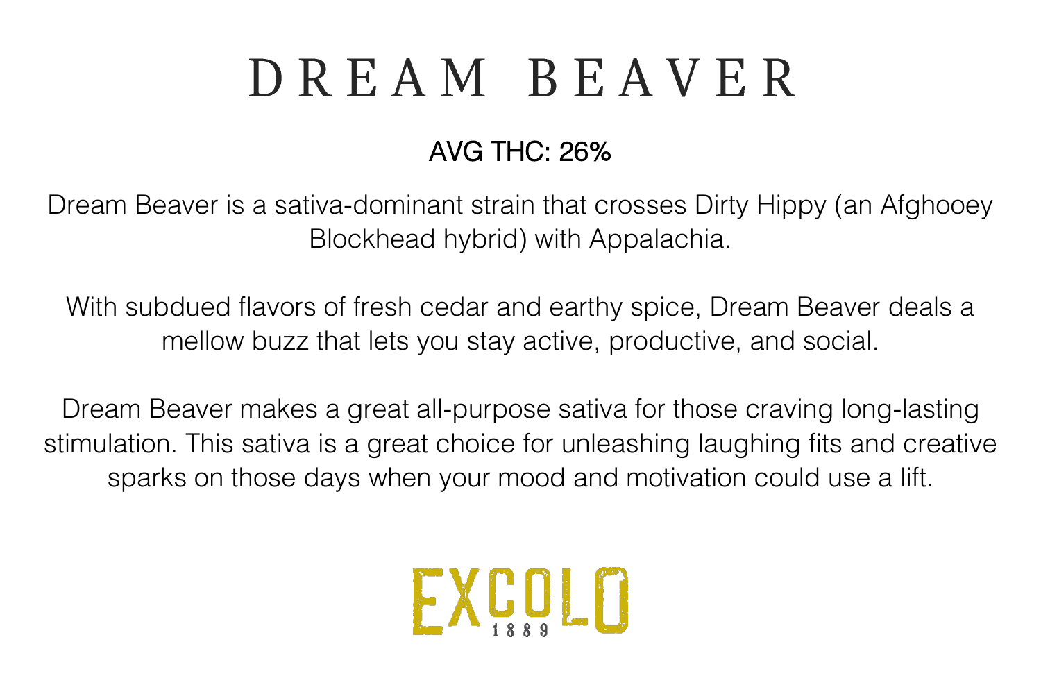# DREAM BEAVER

AVG THC: 26%

Dream Beaver is a sativa-dominant strain that crosses Dirty Hippy (an Afghooey Blockhead hybrid) with Appalachia.

With subdued flavors of fresh cedar and earthy spice, Dream Beaver deals a mellow buzz that lets you stay active, productive, and social.

Dream Beaver makes a great all-purpose sativa for those craving long-lasting stimulation. This sativa is a great choice for unleashing laughing fits and creative sparks on those days when your mood and motivation could use a lift.

EXCOLO 1889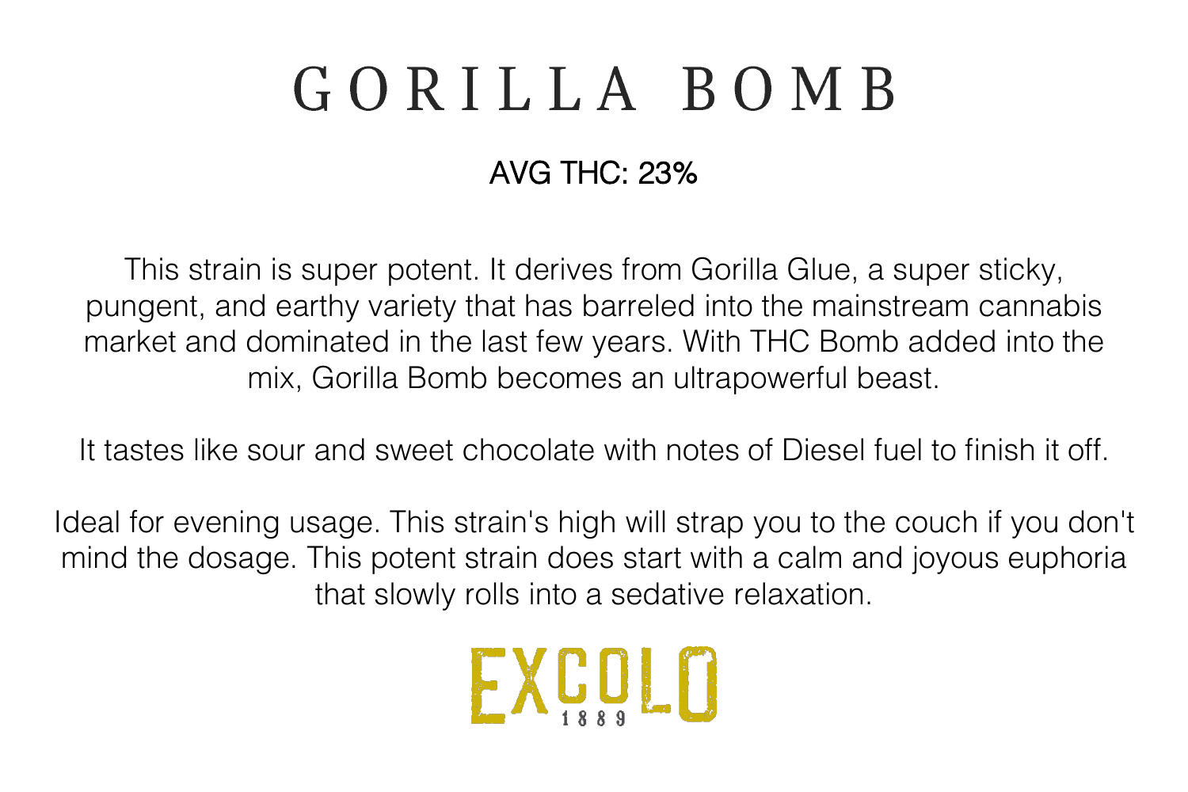# GORILLA BOMB

AVG THC: 23%

This strain is super potent. It derives from Gorilla Glue, a super sticky, pungent, and earthy variety that has barreled into the mainstream cannabis market and dominated in the last few years. With THC Bomb added into the mix, Gorilla Bomb becomes an ultrapowerful beast.

It tastes like sour and sweet chocolate with notes of Diesel fuel to finish it off.

Ideal for evening usage. This strain's high will strap you to the couch if you don't mind the dosage. This potent strain does start with a calm and joyous euphoria that slowly rolls into a sedative relaxation.

EXCOLO 1889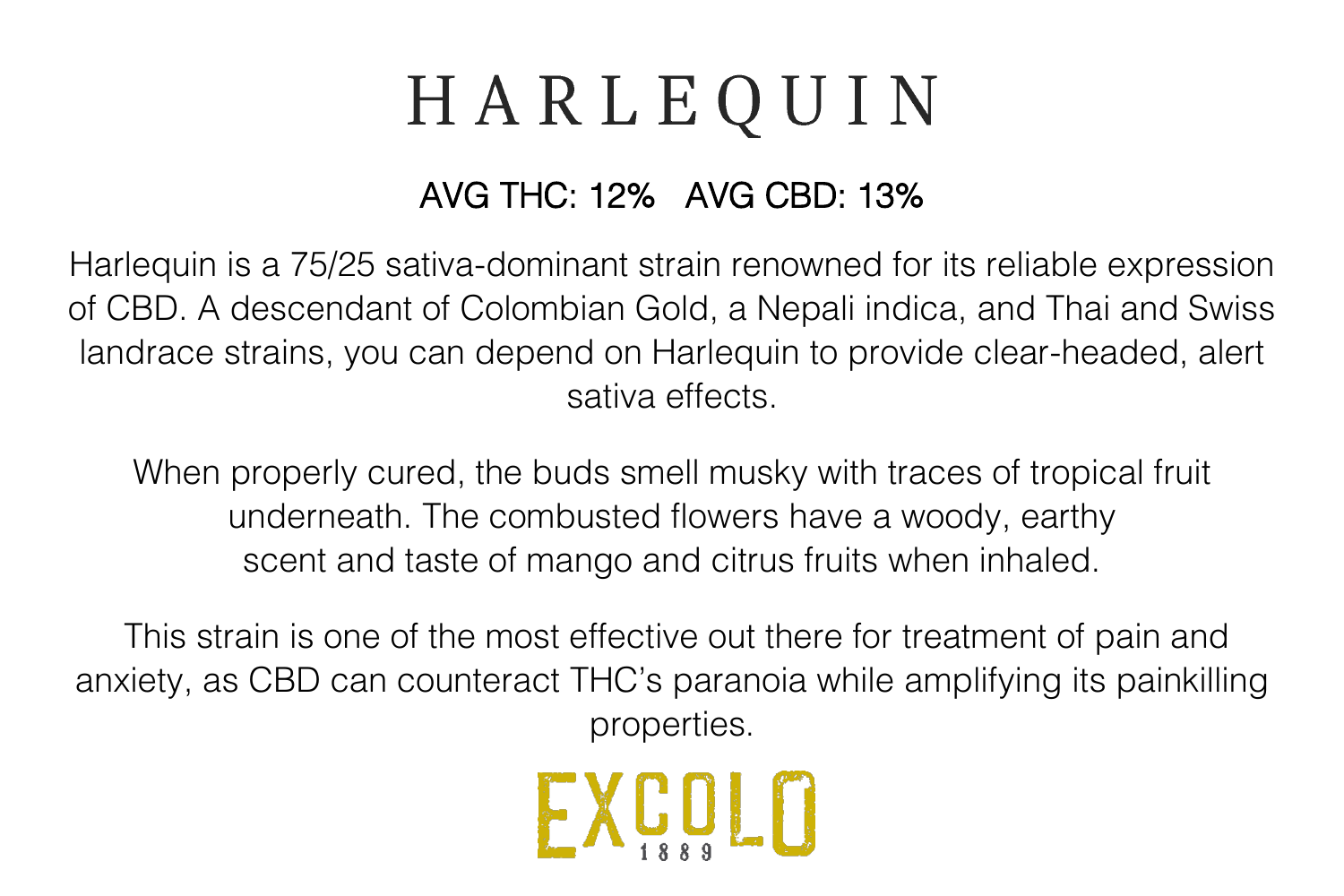# HARLEQUIN

AVG THC: 12%   AVG CBD: 13%

Harlequin is a 75/25 sativa-dominant strain renowned for its reliable expression of CBD. A descendant of Colombian Gold, a Nepali indica, and Thai and Swiss landrace strains, you can depend on Harlequin to provide clear-headed, alert sativa effects.

When properly cured, the buds smell musky with traces of tropical fruit underneath. The combusted flowers have a woody, earthy scent and taste of mango and citrus fruits when inhaled.

This strain is one of the most effective out there for treatment of pain and anxiety, as CBD can counteract THC's paranoia while amplifying its painkilling properties.

EXCOLO 1889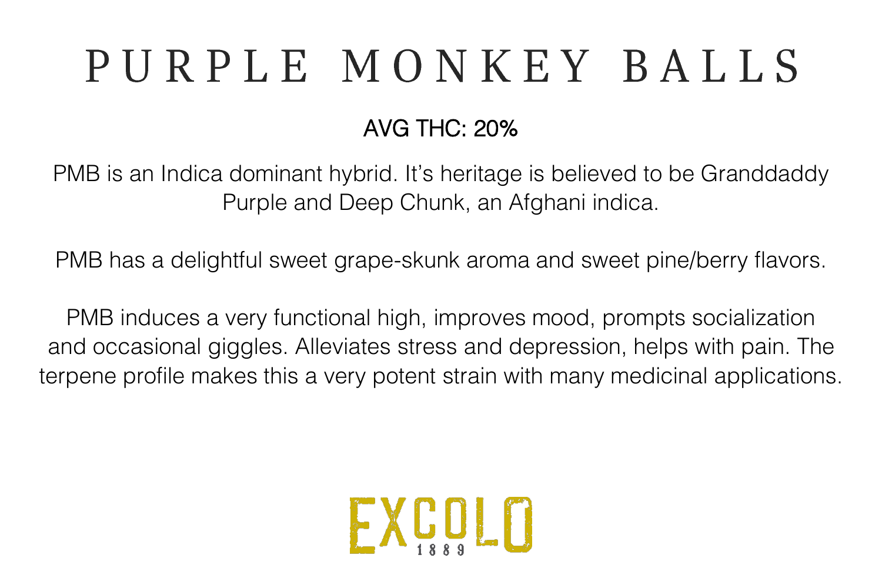# PURPLE MONKEY BALLS

AVG THC: 20%

PMB is an Indica dominant hybrid. It's heritage is believed to be Granddaddy Purple and Deep Chunk, an Afghani indica.

PMB has a delightful sweet grape-skunk aroma and sweet pine/berry flavors.

PMB induces a very functional high, improves mood, prompts socialization and occasional giggles. Alleviates stress and depression, helps with pain. The terpene profile makes this a very potent strain with many medicinal applications.

EXCOLO 1889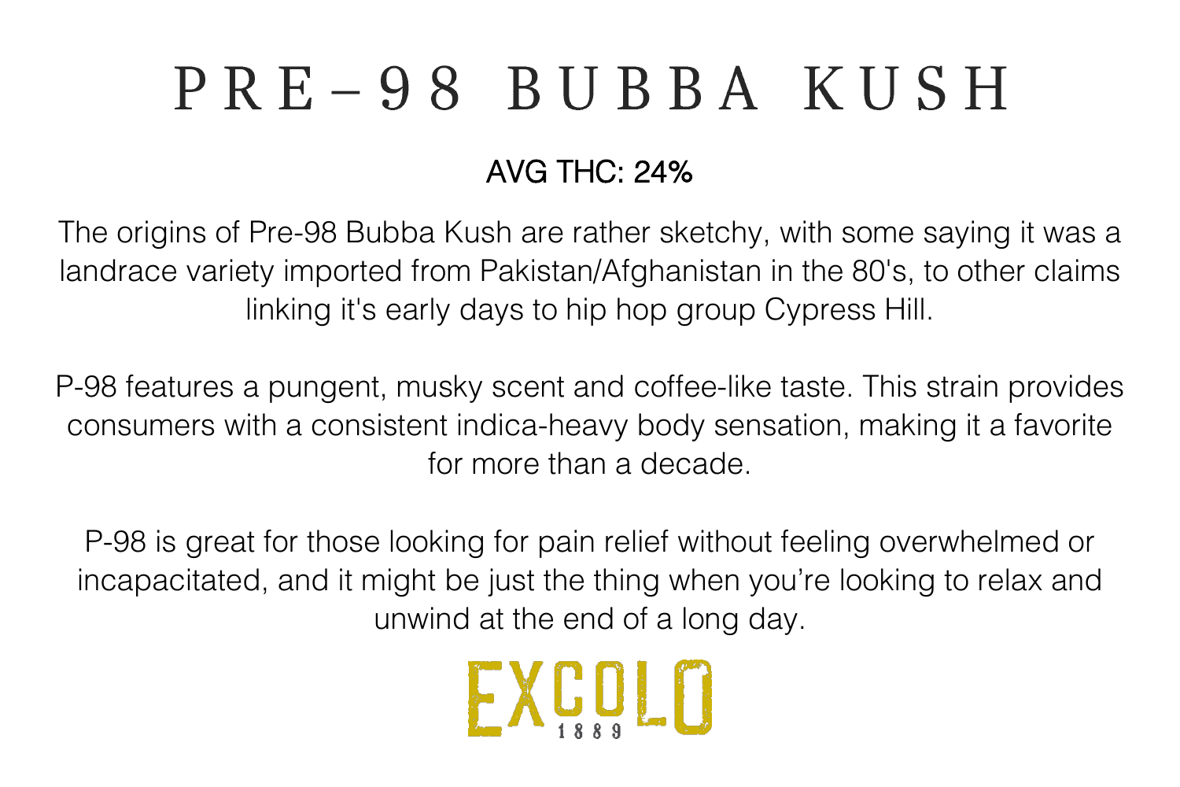# PRE-98 BUBBA KUSH

AVG THC: 24%

The origins of Pre-98 Bubba Kush are rather sketchy, with some saying it was a landrace variety imported from Pakistan/Afghanistan in the 80's, to other claims linking it's early days to hip hop group Cypress Hill.

P-98 features a pungent, musky scent and coffee-like taste. This strain provides consumers with a consistent indica-heavy body sensation, making it a favorite for more than a decade.

P-98 is great for those looking for pain relief without feeling overwhelmed or incapacitated, and it might be just the thing when you're looking to relax and unwind at the end of a long day.

EXCOLO 1889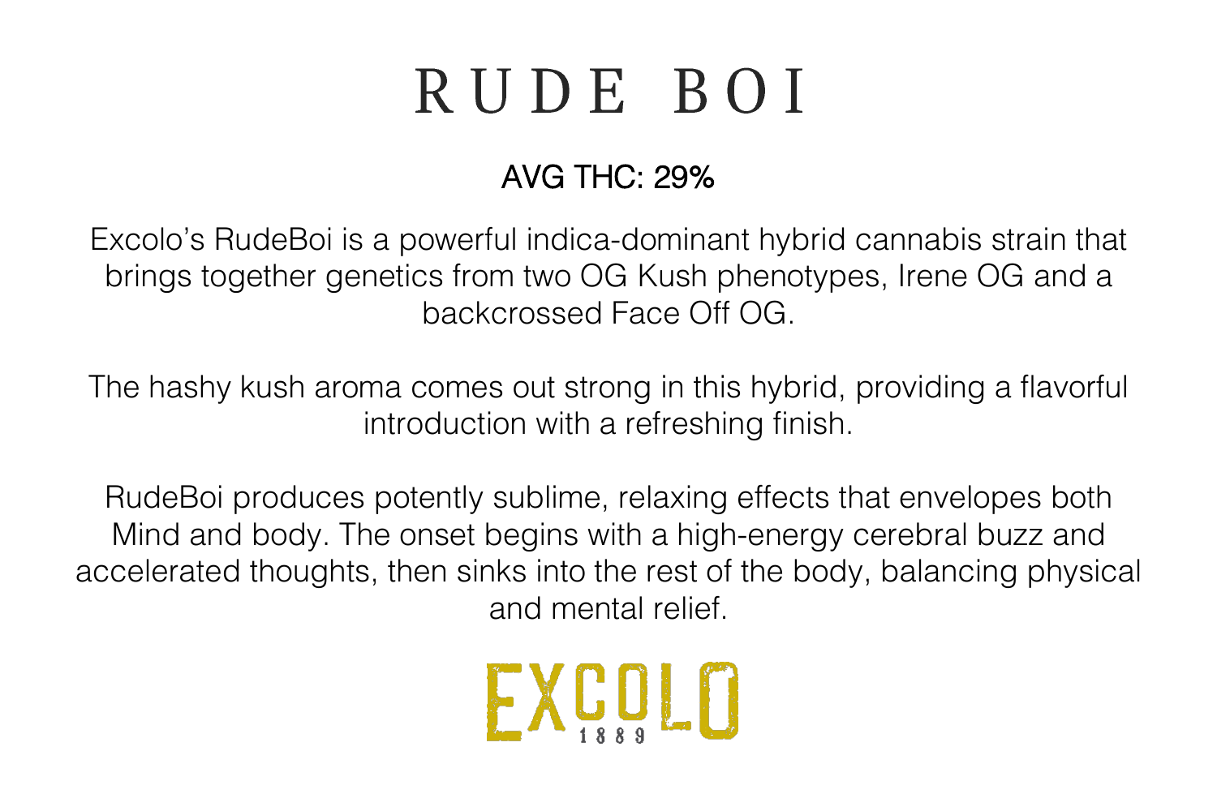# RUDE BOI

AVG THC: 29%

Excolo's RudeBoi is a powerful indica-dominant hybrid cannabis strain that brings together genetics from two OG Kush phenotypes, Irene OG and a backcrossed Face Off OG.

The hashy kush aroma comes out strong in this hybrid, providing a flavorful introduction with a refreshing finish.

RudeBoi produces potently sublime, relaxing effects that envelopes both Mind and body. The onset begins with a high-energy cerebral buzz and accelerated thoughts, then sinks into the rest of the body, balancing physical and mental relief.

EXCOLO 1889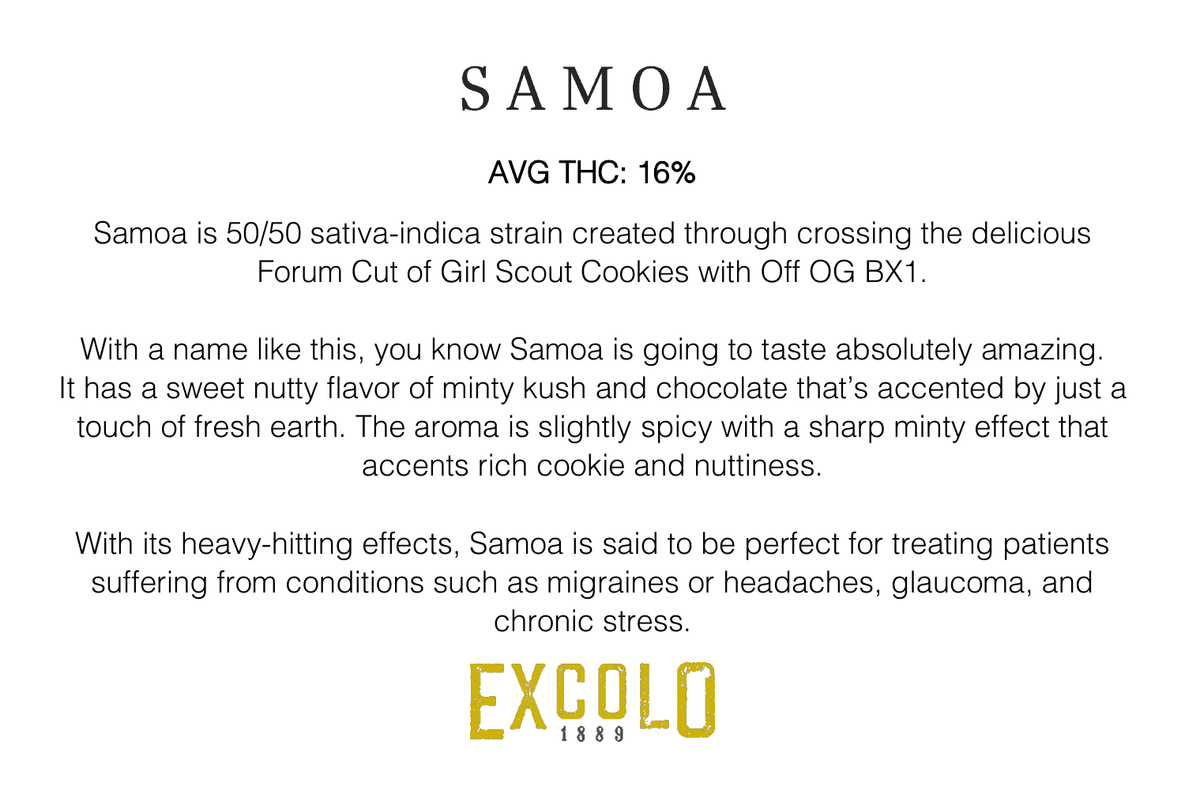# SAMOA

AVG THC: 16%

Samoa is 50/50 sativa-indica strain created through crossing the delicious Forum Cut of Girl Scout Cookies with Off OG BX1.

With a name like this, you know Samoa is going to taste absolutely amazing. It has a sweet nutty flavor of minty kush and chocolate that's accented by just a touch of fresh earth. The aroma is slightly spicy with a sharp minty effect that accents rich cookie and nuttiness.

With its heavy-hitting effects, Samoa is said to be perfect for treating patients suffering from conditions such as migraines or headaches, glaucoma, and chronic stress.

EXCOLO 1889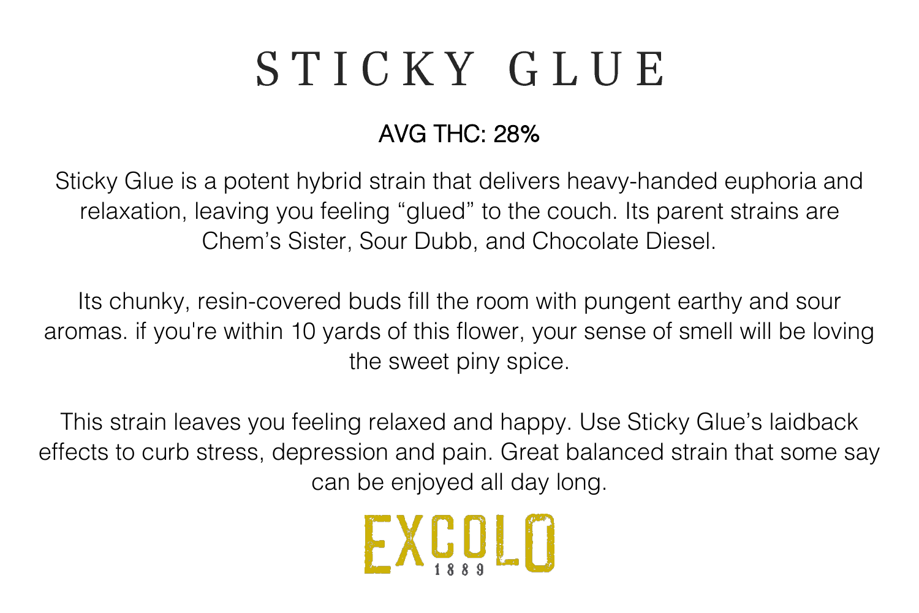# STICKY GLUE

AVG THC: 28%

Sticky Glue is a potent hybrid strain that delivers heavy-handed euphoria and relaxation, leaving you feeling “glued” to the couch. Its parent strains are Chem’s Sister, Sour Dubb, and Chocolate Diesel.

Its chunky, resin-covered buds fill the room with pungent earthy and sour aromas. if you're within 10 yards of this flower, your sense of smell will be loving the sweet piny spice.

This strain leaves you feeling relaxed and happy. Use Sticky Glue’s laidback effects to curb stress, depression and pain. Great balanced strain that some say can be enjoyed all day long.

EXCOLO 1889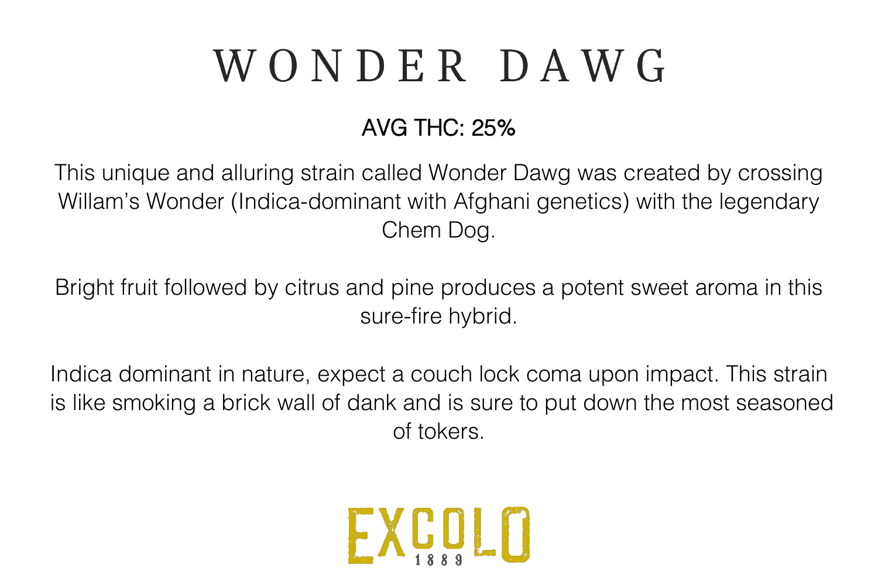# WONDER DAWG

AVG THC: 25%

This unique and alluring strain called Wonder Dawg was created by crossing Willam's Wonder (Indica-dominant with Afghani genetics) with the legendary Chem Dog.

Bright fruit followed by citrus and pine produces a potent sweet aroma in this sure-fire hybrid.

Indica dominant in nature, expect a couch lock coma upon impact. This strain is like smoking a brick wall of dank and is sure to put down the most seasoned of tokers.

EXCOLO 1889